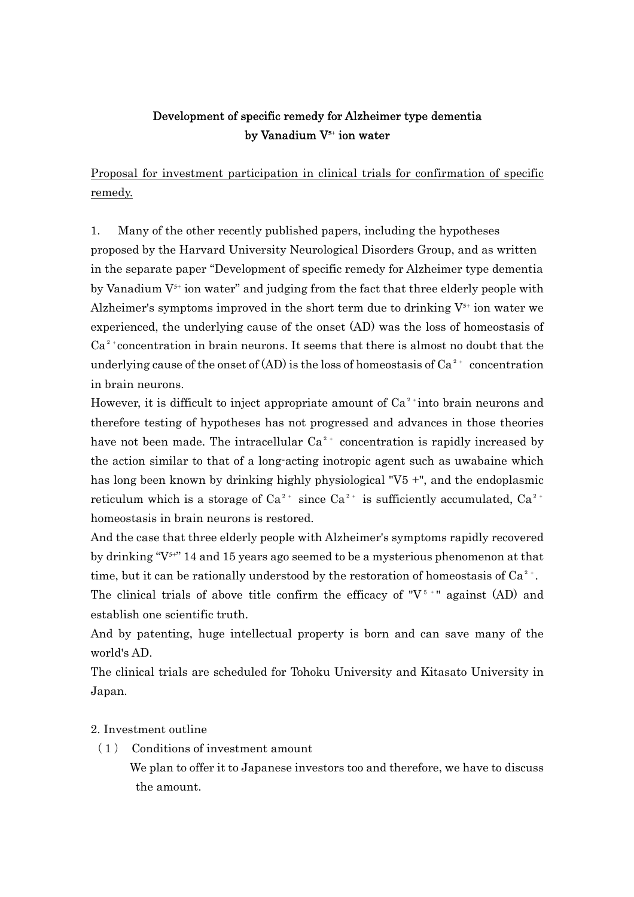**Development of specific remedy for Alzheimer type dementia by Vanadium $V^{5+}$ ion water**

<u>Proposal for investment participation in clinical trials for confirmation of specific remedy.</u>

1. Many of the other recently published papers, including the hypotheses proposed by the Harvard University Neurological Disorders Group, and as written in the separate paper "Development of specific remedy for Alzheimer type dementia by Vanadium $V^{5+}$ ion water" and judging from the fact that three elderly people with Alzheimer's symptoms improved in the short term due to drinking $V^{5+}$ ion water we experienced, the underlying cause of the onset (AD) was the loss of homeostasis of $Ca^{2+}$concentration in brain neurons. It seems that there is almost no doubt that the underlying cause of the onset of (AD) is the loss of homeostasis of $Ca^{2+}$ concentration in brain neurons.

However, it is difficult to inject appropriate amount of $Ca^{2+}$into brain neurons and therefore testing of hypotheses has not progressed and advances in those theories have not been made. The intracellular $Ca^{2+}$ concentration is rapidly increased by the action similar to that of a long-acting inotropic agent such as uwabaine which has long been known by drinking highly physiological "V5 +", and the endoplasmic reticulum which is a storage of $Ca^{2+}$ since $Ca^{2+}$ is sufficiently accumulated, $Ca^{2+}$ homeostasis in brain neurons is restored.

And the case that three elderly people with Alzheimer's symptoms rapidly recovered by drinking "$V^{5+}$" 14 and 15 years ago seemed to be a mysterious phenomenon at that time, but it can be rationally understood by the restoration of homeostasis of $Ca^{2+}$.

The clinical trials of above title confirm the efficacy of "$V^{5+}$" against (AD) and establish one scientific truth.

And by patenting, huge intellectual property is born and can save many of the world's AD.

The clinical trials are scheduled for Tohoku University and Kitasato University in Japan.

2. Investment outline

（1） Conditions of investment amount

We plan to offer it to Japanese investors too and therefore, we have to discuss the amount.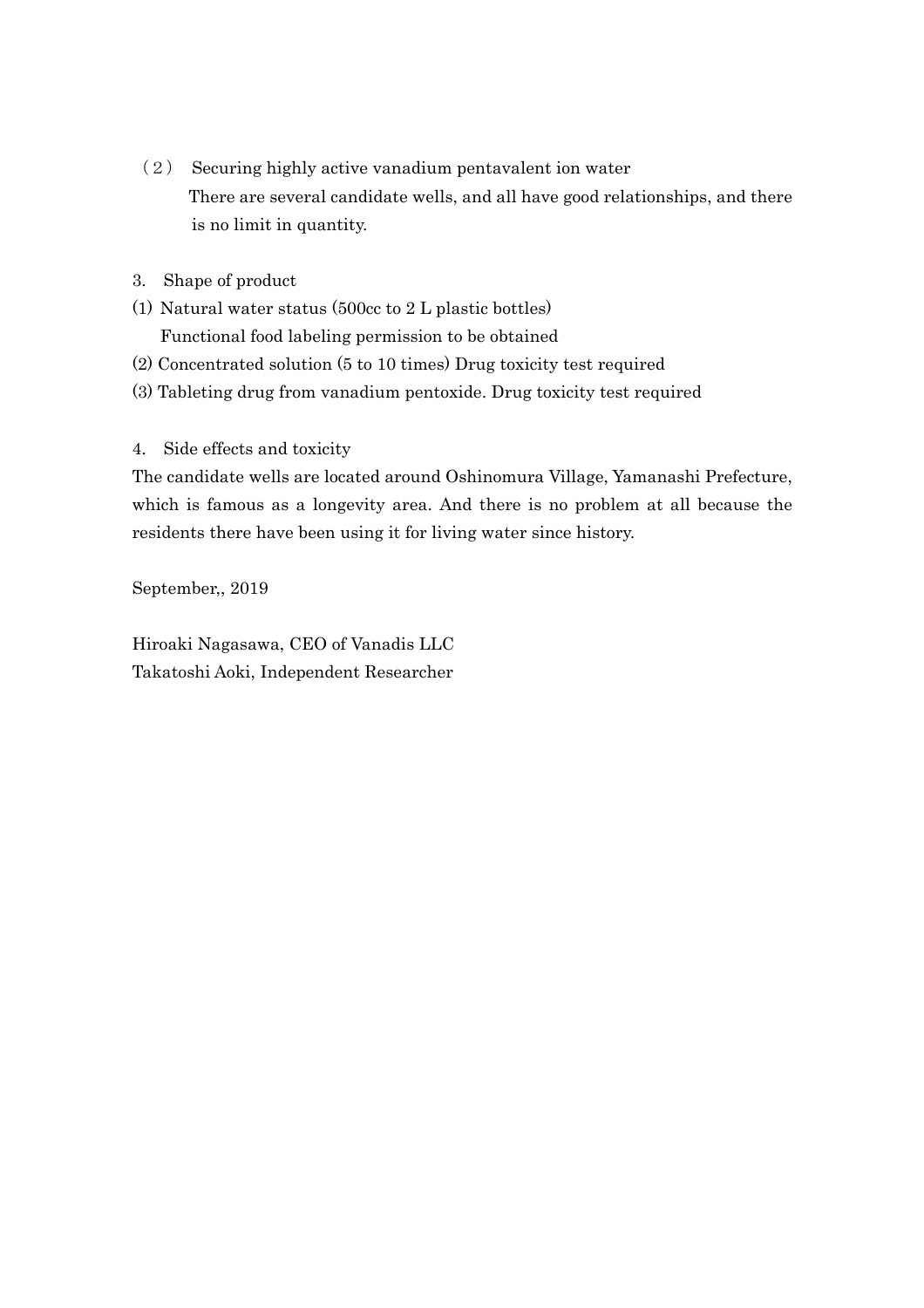（2） Securing highly active vanadium pentavalent ion water

There are several candidate wells, and all have good relationships, and there is no limit in quantity.

3. Shape of product

(1) Natural water status (500cc to 2 L plastic bottles)

Functional food labeling permission to be obtained

(2) Concentrated solution (5 to 10 times) Drug toxicity test required

(3) Tableting drug from vanadium pentoxide. Drug toxicity test required

4. Side effects and toxicity

The candidate wells are located around Oshinomura Village, Yamanashi Prefecture, which is famous as a longevity area. And there is no problem at all because the residents there have been using it for living water since history.

September,, 2019

Hiroaki Nagasawa, CEO of Vanadis LLC

Takatoshi Aoki, Independent Researcher